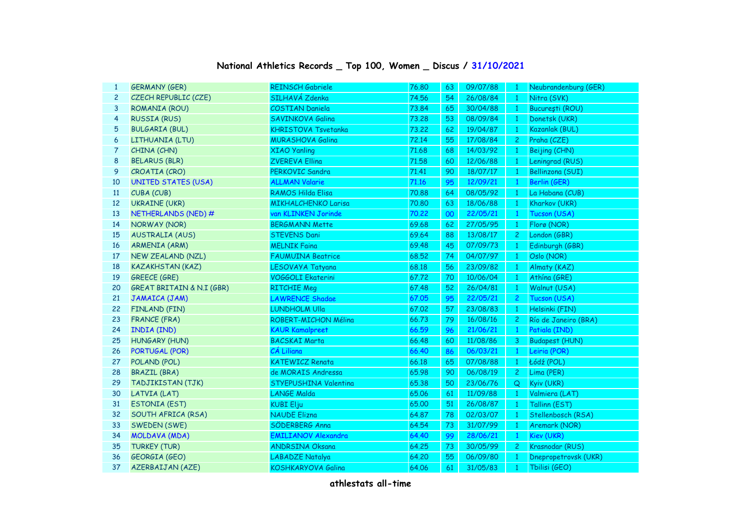## National Athletics Records _ Top 100, Women _ Discus / 31/10/2021

| | | | | | | | |
|---|---|---|---|---|---|---|---|
| 1 | GERMANY (GER) | REINSCH Gabriele | 76.80 | 63 | 09/07/88 | 1 | Neubrandenburg (GER) |
| 2 | CZECH REPUBLIC (CZE) | SILHAVÁ Zdenka | 74.56 | 54 | 26/08/84 | 1 | Nitra (SVK) |
| 3 | ROMANIA (ROU) | COSTIAN Daniela | 73.84 | 65 | 30/04/88 | 1 | Bucureşti (ROU) |
| 4 | RUSSIA (RUS) | SAVINKOVA Galina | 73.28 | 53 | 08/09/84 | 1 | Donetsk (UKR) |
| 5 | BULGARIA (BUL) | KHRISTOVA Tsvetanka | 73.22 | 62 | 19/04/87 | 1 | Kazanlak (BUL) |
| 6 | LITHUANIA (LTU) | MURASHOVA Galina | 72.14 | 55 | 17/08/84 | 2 | Praha (CZE) |
| 7 | CHINA (CHN) | XIAO Yanling | 71.68 | 68 | 14/03/92 | 1 | Beijing (CHN) |
| 8 | BELARUS (BLR) | ZVEREVA Ellina | 71.58 | 60 | 12/06/88 | 1 | Leningrad (RUS) |
| 9 | CROATIA (CRO) | PERKOVIC Sandra | 71.41 | 90 | 18/07/17 | 1 | Bellinzona (SUI) |
| 10 | UNITED STATES (USA) | ALLMAN Valarie | 71.16 | 95 | 12/09/21 | 1 | Berlin (GER) |
| 11 | CUBA (CUB) | RAMOS Hilda Elisa | 70.88 | 64 | 08/05/92 | 1 | La Habana (CUB) |
| 12 | UKRAINE (UKR) | MIKHALCHENKO Larisa | 70.80 | 63 | 18/06/88 | 1 | Kharkov (UKR) |
| 13 | NETHERLANDS (NED) # | van KLINKEN Jorinde | 70.22 | 00 | 22/05/21 | 1 | Tucson (USA) |
| 14 | NORWAY (NOR) | BERGMANN Mette | 69.68 | 62 | 27/05/95 | 1 | Florø (NOR) |
| 15 | AUSTRALIA (AUS) | STEVENS Dani | 69.64 | 88 | 13/08/17 | 2 | London (GBR) |
| 16 | ARMENIA (ARM) | MELNIK Faina | 69.48 | 45 | 07/09/73 | 1 | Edinburgh (GBR) |
| 17 | NEW ZEALAND (NZL) | FAUMUINA Beatrice | 68.52 | 74 | 04/07/97 | 1 | Oslo (NOR) |
| 18 | KAZAKHSTAN (KAZ) | LESOVAYA Tatyana | 68.18 | 56 | 23/09/82 | 1 | Almaty (KAZ) |
| 19 | GREECE (GRE) | VOGGOLI Ekaterini | 67.72 | 70 | 10/06/04 | 1 | Athína (GRE) |
| 20 | GREAT BRITAIN & N.I (GBR) | RITCHIE Meg | 67.48 | 52 | 26/04/81 | 1 | Walnut (USA) |
| 21 | JAMAICA (JAM) | LAWRENCE Shadae | 67.05 | 95 | 22/05/21 | 2 | Tucson (USA) |
| 22 | FINLAND (FIN) | LUNDHOLM Ulla | 67.02 | 57 | 23/08/83 | 1 | Helsinki (FIN) |
| 23 | FRANCE (FRA) | ROBERT-MICHON Mélina | 66.73 | 79 | 16/08/16 | 2 | Río de Janeiro (BRA) |
| 24 | INDIA (IND) | KAUR Kamalpreet | 66.59 | 96 | 21/06/21 | 1 | Patiala (IND) |
| 25 | HUNGARY (HUN) | BACSKAI Marta | 66.48 | 60 | 11/08/86 | 3 | Budapest (HUN) |
| 26 | PORTUGAL (POR) | CÁ Liliana | 66.40 | 86 | 06/03/21 | 1 | Leiria (POR) |
| 27 | POLAND (POL) | KATEWICZ Renata | 66.18 | 65 | 07/08/88 | 1 | Łódź (POL) |
| 28 | BRAZIL (BRA) | de MORAIS Andressa | 65.98 | 90 | 06/08/19 | 2 | Lima (PER) |
| 29 | TADJIKISTAN (TJK) | STYEPUSHINA Valentina | 65.38 | 50 | 23/06/76 | Q | Kyiv (UKR) |
| 30 | LATVIA (LAT) | LANGE Malda | 65.06 | 61 | 11/09/88 | 1 | Valmiera (LAT) |
| 31 | ESTONIA (EST) | KUBI Elju | 65.00 | 51 | 26/08/87 | 1 | Tallinn (EST) |
| 32 | SOUTH AFRICA (RSA) | NAUDE Elizna | 64.87 | 78 | 02/03/07 | 1 | Stellenbosch (RSA) |
| 33 | SWEDEN (SWE) | SÖDERBERG Anna | 64.54 | 73 | 31/07/99 | 1 | Aremark (NOR) |
| 34 | MOLDAVA (MDA) | EMILIANOV Alexandra | 64.40 | 99 | 28/06/21 | 1 | Kiev (UKR) |
| 35 | TURKEY (TUR) | ANDRSINA Oksana | 64.25 | 73 | 30/05/99 | 2 | Krasnodar (RUS) |
| 36 | GEORGIA (GEO) | LABADZE Natalya | 64.20 | 55 | 06/09/80 | 1 | Dnepropetrovsk (UKR) |
| 37 | AZERBAIJAN (AZE) | KOSHKARYOVA Galina | 64.06 | 61 | 31/05/83 | 1 | Tbilisi (GEO) |

**athlestats all-time**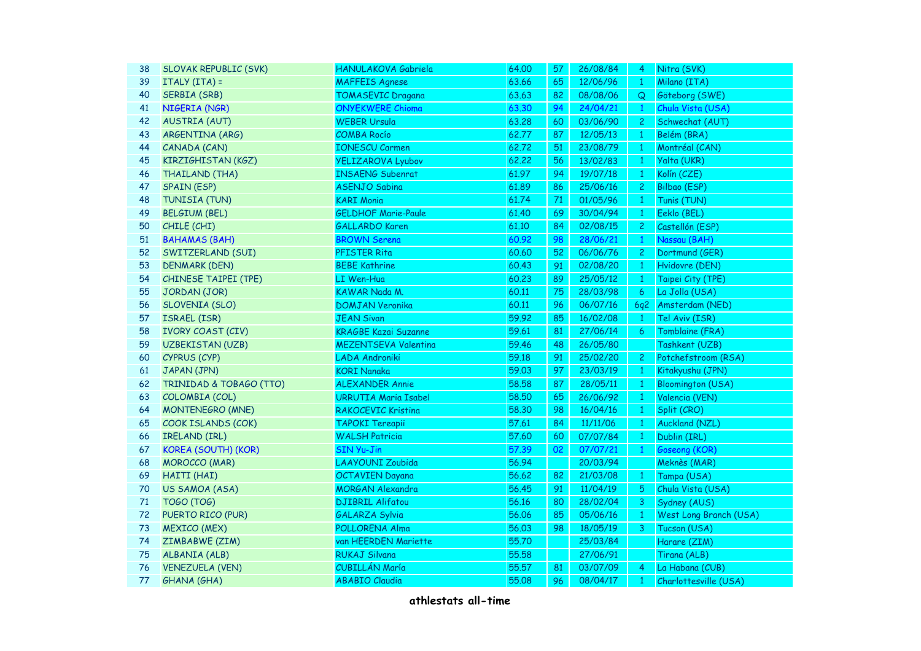| 38 | SLOVAK REPUBLIC (SVK) | HANULAKOVA Gabriela | 64.00 | 57 | 26/08/84 | 4 | Nitra (SVK) |
|---|---|---|---|---|---|---|---|
| 39 | ITALY (ITA) = | MAFFEIS Agnese | 63.66 | 65 | 12/06/96 | 1 | Milano (ITA) |
| 40 | SERBIA (SRB) | TOMASEVIC Dragana | 63.63 | 82 | 08/08/06 | Q | Göteborg (SWE) |
| 41 | NIGERIA (NGR) | ONYEKWERE Chioma | 63.30 | 94 | 24/04/21 | 1 | Chula Vista (USA) |
| 42 | AUSTRIA (AUT) | WEBER Ursula | 63.28 | 60 | 03/06/90 | 2 | Schwechat (AUT) |
| 43 | ARGENTINA (ARG) | COMBA Rocío | 62.77 | 87 | 12/05/13 | 1 | Belém (BRA) |
| 44 | CANADA (CAN) | IONESCU Carmen | 62.72 | 51 | 23/08/79 | 1 | Montréal (CAN) |
| 45 | KIRZIGHISTAN (KGZ) | YELIZAROVA Lyubov | 62.22 | 56 | 13/02/83 | 1 | Yalta (UKR) |
| 46 | THAILAND (THA) | INSAENG Subenrat | 61.97 | 94 | 19/07/18 | 1 | Kolín (CZE) |
| 47 | SPAIN (ESP) | ASENJO Sabina | 61.89 | 86 | 25/06/16 | 2 | Bilbao (ESP) |
| 48 | TUNISIA (TUN) | KARI Monia | 61.74 | 71 | 01/05/96 | 1 | Tunis (TUN) |
| 49 | BELGIUM (BEL) | GELDHOF Marie-Paule | 61.40 | 69 | 30/04/94 | 1 | Eeklo (BEL) |
| 50 | CHILE (CHI) | GALLARDO Karen | 61.10 | 84 | 02/08/15 | 2 | Castellón (ESP) |
| 51 | BAHAMAS (BAH) | BROWN Serena | 60.92 | 98 | 28/06/21 | 1 | Nassau (BAH) |
| 52 | SWITZERLAND (SUI) | PFISTER Rita | 60.60 | 52 | 06/06/76 | 2 | Dortmund (GER) |
| 53 | DENMARK (DEN) | BEBE Kathrine | 60.43 | 91 | 02/08/20 | 1 | Hvidovre (DEN) |
| 54 | CHINESE TAIPEI (TPE) | LI Wen-Hua | 60.23 | 89 | 25/05/12 | 1 | Taipei City (TPE) |
| 55 | JORDAN (JOR) | KAWAR Nada M. | 60.11 | 75 | 28/03/98 | 6 | La Jolla (USA) |
| 56 | SLOVENIA (SLO) | DOMJAN Veronika | 60.11 | 96 | 06/07/16 | 6q2 | Amsterdam (NED) |
| 57 | ISRAEL (ISR) | JEAN Sivan | 59.92 | 85 | 16/02/08 | 1 | Tel Aviv (ISR) |
| 58 | IVORY COAST (CIV) | KRAGBE Kazai Suzanne | 59.61 | 81 | 27/06/14 | 6 | Tomblaine (FRA) |
| 59 | UZBEKISTAN (UZB) | MEZENTSEVA Valentina | 59.46 | 48 | 26/05/80 | | Tashkent (UZB) |
| 60 | CYPRUS (CYP) | LADA Androniki | 59.18 | 91 | 25/02/20 | 2 | Potchefstroom (RSA) |
| 61 | JAPAN (JPN) | KORI Nanaka | 59.03 | 97 | 23/03/19 | 1 | Kitakyushu (JPN) |
| 62 | TRINIDAD & TOBAGO (TTO) | ALEXANDER Annie | 58.58 | 87 | 28/05/11 | 1 | Bloomington (USA) |
| 63 | COLOMBIA (COL) | URRUTIA Maria Isabel | 58.50 | 65 | 26/06/92 | 1 | Valencia (VEN) |
| 64 | MONTENEGRO (MNE) | RAKOCEVIC Kristina | 58.30 | 98 | 16/04/16 | 1 | Split (CRO) |
| 65 | COOK ISLANDS (COK) | TAPOKI Tereapii | 57.61 | 84 | 11/11/06 | 1 | Auckland (NZL) |
| 66 | IRELAND (IRL) | WALSH Patricia | 57.60 | 60 | 07/07/84 | 1 | Dublin (IRL) |
| 67 | KOREA (SOUTH) (KOR) | SIN Yu-Jin | 57.39 | 02 | 07/07/21 | 1 | Goseong (KOR) |
| 68 | MOROCCO (MAR) | LAAYOUNI Zoubida | 56.94 | | 20/03/94 | | Meknès (MAR) |
| 69 | HAITI (HAI) | OCTAVIEN Dayana | 56.62 | 82 | 21/03/08 | 1 | Tampa (USA) |
| 70 | US SAMOA (ASA) | MORGAN Alexandra | 56.45 | 91 | 11/04/19 | 5 | Chula Vista (USA) |
| 71 | TOGO (TOG) | DJIBRIL Alifatou | 56.16 | 80 | 28/02/04 | 3 | Sydney (AUS) |
| 72 | PUERTO RICO (PUR) | GALARZA Sylvia | 56.06 | 85 | 05/06/16 | 1 | West Long Branch (USA) |
| 73 | MEXICO (MEX) | POLLORENA Alma | 56.03 | 98 | 18/05/19 | 3 | Tucson (USA) |
| 74 | ZIMBABWE (ZIM) | van HEERDEN Mariette | 55.70 | | 25/03/84 | | Harare (ZIM) |
| 75 | ALBANIA (ALB) | RUKAJ Silvana | 55.58 | | 27/06/91 | | Tirana (ALB) |
| 76 | VENEZUELA (VEN) | CUBILLÁN María | 55.57 | 81 | 03/07/09 | 4 | La Habana (CUB) |
| 77 | GHANA (GHA) | ABABIO Claudia | 55.08 | 96 | 08/04/17 | 1 | Charlottesville (USA) |

**athlestats all-time**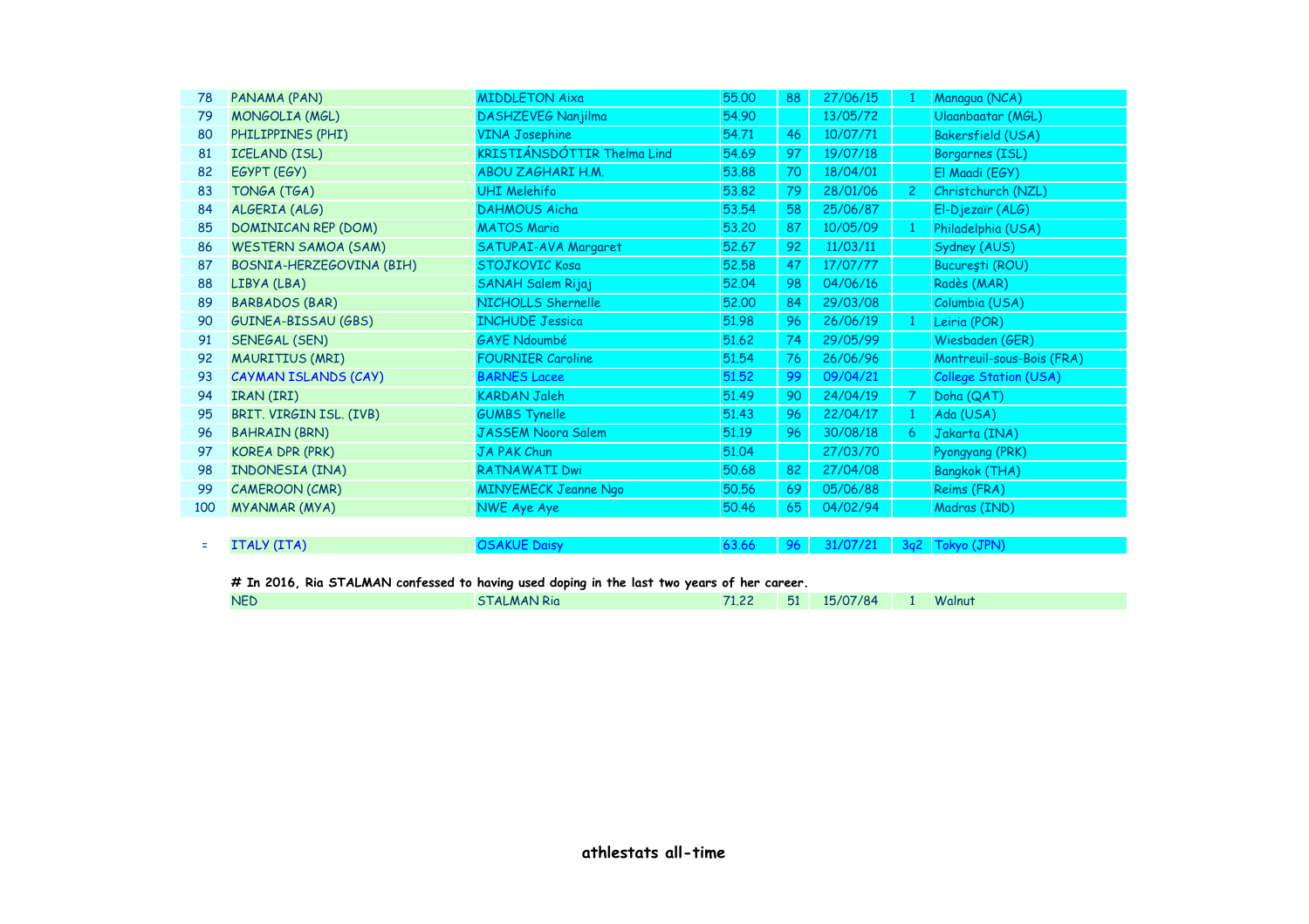| | | | | | | | |
|---|---|---|---|---|---|---|---|
| 78 | PANAMA (PAN) | MIDDLETON Aixa | 55.00 | 88 | 27/06/15 | 1 | Managua (NCA) |
| 79 | MONGOLIA (MGL) | DASHZEVEG Nanjilma | 54.90 | | 13/05/72 | | Ulaanbaatar (MGL) |
| 80 | PHILIPPINES (PHI) | VINA Josephine | 54.71 | 46 | 10/07/71 | | Bakersfield (USA) |
| 81 | ICELAND (ISL) | KRISTIÁNSDÓTTIR Thelma Lind | 54.69 | 97 | 19/07/18 | | Borgarnes (ISL) |
| 82 | EGYPT (EGY) | ABOU ZAGHARI H.M. | 53.88 | 70 | 18/04/01 | | El Maadi (EGY) |
| 83 | TONGA (TGA) | UHI Melehifo | 53.82 | 79 | 28/01/06 | 2 | Christchurch (NZL) |
| 84 | ALGERIA (ALG) | DAHMOUS Aicha | 53.54 | 58 | 25/06/87 | | El-Djezaïr (ALG) |
| 85 | DOMINICAN REP (DOM) | MATOS Maria | 53.20 | 87 | 10/05/09 | 1 | Philadelphia (USA) |
| 86 | WESTERN SAMOA (SAM) | SATUPAI-AVA Margaret | 52.67 | 92 | 11/03/11 | | Sydney (AUS) |
| 87 | BOSNIA-HERZEGOVINA (BIH) | STOJKOVIC Kosa | 52.58 | 47 | 17/07/77 | | Bucureşti (ROU) |
| 88 | LIBYA (LBA) | SANAH Salem Rijaj | 52.04 | 98 | 04/06/16 | | Radès (MAR) |
| 89 | BARBADOS (BAR) | NICHOLLS Shernelle | 52.00 | 84 | 29/03/08 | | Columbia (USA) |
| 90 | GUINEA-BISSAU (GBS) | INCHUDE Jessica | 51.98 | 96 | 26/06/19 | 1 | Leiria (POR) |
| 91 | SENEGAL (SEN) | GAYE Ndoumbé | 51.62 | 74 | 29/05/99 | | Wiesbaden (GER) |
| 92 | MAURITIUS (MRI) | FOURNIER Caroline | 51.54 | 76 | 26/06/96 | | Montreuil-sous-Bois (FRA) |
| 93 | CAYMAN ISLANDS (CAY) | BARNES Lacee | 51.52 | 99 | 09/04/21 | | College Station (USA) |
| 94 | IRAN (IRI) | KARDAN Jaleh | 51.49 | 90 | 24/04/19 | 7 | Doha (QAT) |
| 95 | BRIT. VIRGIN ISL. (IVB) | GUMBS Tynelle | 51.43 | 96 | 22/04/17 | 1 | Ada (USA) |
| 96 | BAHRAIN (BRN) | JASSEM Noora Salem | 51.19 | 96 | 30/08/18 | 6 | Jakarta (INA) |
| 97 | KOREA DPR (PRK) | JA PAK Chun | 51.04 | | 27/03/70 | | Pyongyang (PRK) |
| 98 | INDONESIA (INA) | RATNAWATI Dwi | 50.68 | 82 | 27/04/08 | | Bangkok (THA) |
| 99 | CAMEROON (CMR) | MINYEMECK Jeanne Ngo | 50.56 | 69 | 05/06/88 | | Reims (FRA) |
| 100 | MYANMAR (MYA) | NWE Aye Aye | 50.46 | 65 | 04/02/94 | | Madras (IND) |
| | | | | | | | |
| = | ITALY (ITA) | OSAKUE Daisy | 63.66 | 96 | 31/07/21 | 3q2 | Tokyo (JPN) |

**# In 2016, Ria STALMAN confessed to having used doping in the last two years of her career.**

| | | | | | | |
|---|---|---|---|---|---|---|
| NED | STALMAN Ria | 71.22 | 51 | 15/07/84 | 1 | Walnut |

**athlestats all-time**